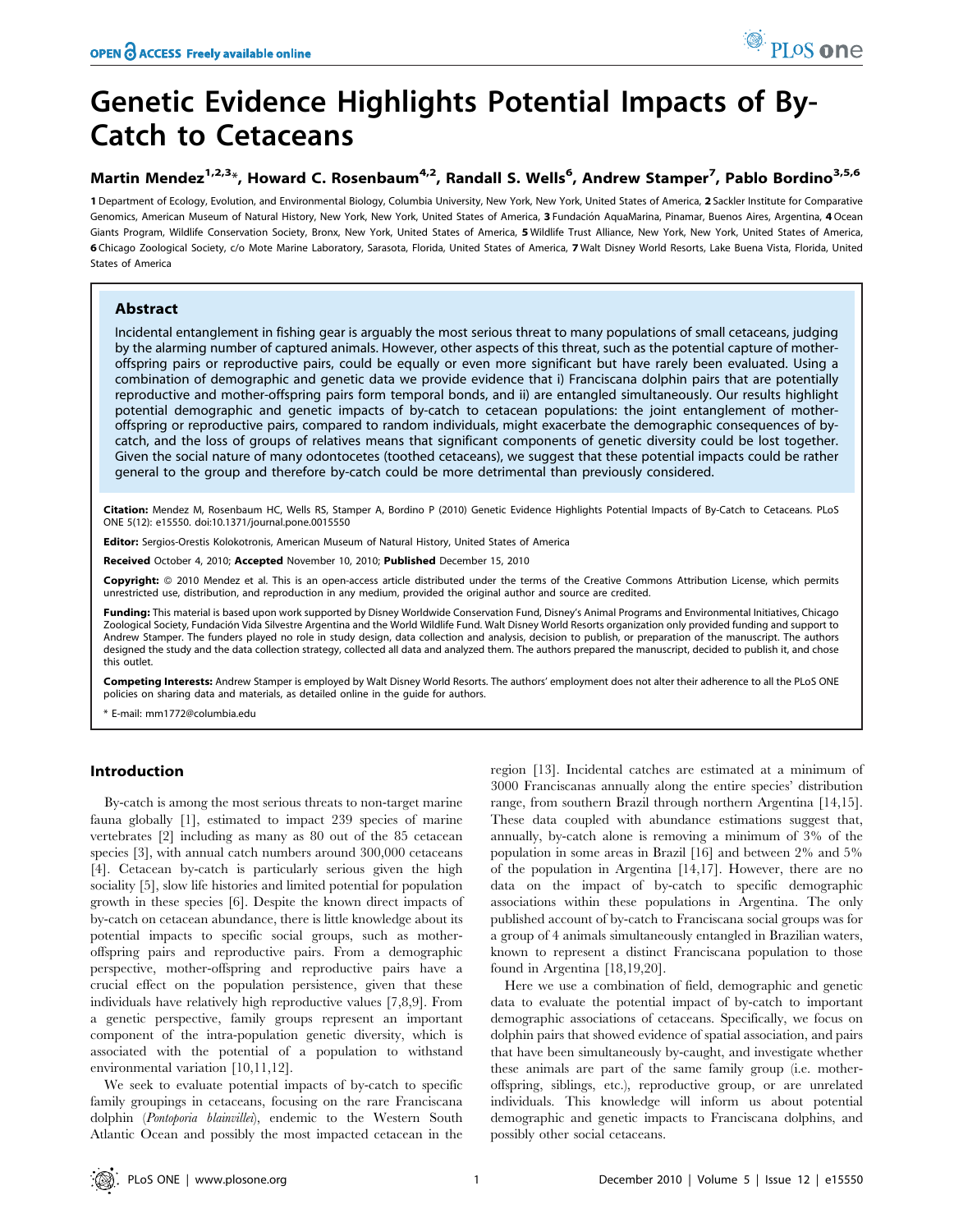# Genetic Evidence Highlights Potential Impacts of By-Catch to Cetaceans

**Martin Mendez[1,2,3]*, Howard C. Rosenbaum[4,2], Randall S. Wells[6], Andrew Stamper[7], Pablo Bordino[3,5,6]**

**1** Department of Ecology, Evolution, and Environmental Biology, Columbia University, New York, New York, United States of America, **2** Sackler Institute for Comparative Genomics, American Museum of Natural History, New York, New York, United States of America, **3** Fundación AquaMarina, Pinamar, Buenos Aires, Argentina, **4** Ocean Giants Program, Wildlife Conservation Society, Bronx, New York, United States of America, **5** Wildlife Trust Alliance, New York, New York, United States of America, **6** Chicago Zoological Society, c/o Mote Marine Laboratory, Sarasota, Florida, United States of America, **7** Walt Disney World Resorts, Lake Buena Vista, Florida, United States of America

## Abstract

Incidental entanglement in fishing gear is arguably the most serious threat to many populations of small cetaceans, judging by the alarming number of captured animals. However, other aspects of this threat, such as the potential capture of mother-offspring pairs or reproductive pairs, could be equally or even more significant but have rarely been evaluated. Using a combination of demographic and genetic data we provide evidence that i) Franciscana dolphin pairs that are potentially reproductive and mother-offspring pairs form temporal bonds, and ii) are entangled simultaneously. Our results highlight potential demographic and genetic impacts of by-catch to cetacean populations: the joint entanglement of mother-offspring or reproductive pairs, compared to random individuals, might exacerbate the demographic consequences of by-catch, and the loss of groups of relatives means that significant components of genetic diversity could be lost together. Given the social nature of many odontocetes (toothed cetaceans), we suggest that these potential impacts could be rather general to the group and therefore by-catch could be more detrimental than previously considered.

**Citation:** Mendez M, Rosenbaum HC, Wells RS, Stamper A, Bordino P (2010) Genetic Evidence Highlights Potential Impacts of By-Catch to Cetaceans. PLoS ONE 5(12): e15550. doi:10.1371/journal.pone.0015550

**Editor:** Sergios-Orestis Kolokotronis, American Museum of Natural History, United States of America

**Received** October 4, 2010; **Accepted** November 10, 2010; **Published** December 15, 2010

**Copyright:** © 2010 Mendez et al. This is an open-access article distributed under the terms of the Creative Commons Attribution License, which permits unrestricted use, distribution, and reproduction in any medium, provided the original author and source are credited.

**Funding:** This material is based upon work supported by Disney Worldwide Conservation Fund, Disney's Animal Programs and Environmental Initiatives, Chicago Zoological Society, Fundación Vida Silvestre Argentina and the World Wildlife Fund. Walt Disney World Resorts organization only provided funding and support to Andrew Stamper. The funders played no role in study design, data collection and analysis, decision to publish, or preparation of the manuscript. The authors designed the study and the data collection strategy, collected all data and analyzed them. The authors prepared the manuscript, decided to publish it, and chose this outlet.

**Competing Interests:** Andrew Stamper is employed by Walt Disney World Resorts. The authors' employment does not alter their adherence to all the PLoS ONE policies on sharing data and materials, as detailed online in the guide for authors.

* E-mail: mm1772@columbia.edu

## Introduction

By-catch is among the most serious threats to non-target marine fauna globally [1], estimated to impact 239 species of marine vertebrates [2] including as many as 80 out of the 85 cetacean species [3], with annual catch numbers around 300,000 cetaceans [4]. Cetacean by-catch is particularly serious given the high sociality [5], slow life histories and limited potential for population growth in these species [6]. Despite the known direct impacts of by-catch on cetacean abundance, there is little knowledge about its potential impacts to specific social groups, such as mother-offspring pairs and reproductive pairs. From a demographic perspective, mother-offspring and reproductive pairs have a crucial effect on the population persistence, given that these individuals have relatively high reproductive values [7,8,9]. From a genetic perspective, family groups represent an important component of the intra-population genetic diversity, which is associated with the potential of a population to withstand environmental variation [10,11,12].

We seek to evaluate potential impacts of by-catch to specific family groupings in cetaceans, focusing on the rare Franciscana dolphin (*Pontoporia blainvillei*), endemic to the Western South Atlantic Ocean and possibly the most impacted cetacean in the region [13]. Incidental catches are estimated at a minimum of 3000 Franciscanas annually along the entire species' distribution range, from southern Brazil through northern Argentina [14,15]. These data coupled with abundance estimations suggest that, annually, by-catch alone is removing a minimum of 3% of the population in some areas in Brazil [16] and between 2% and 5% of the population in Argentina [14,17]. However, there are no data on the impact of by-catch to specific demographic associations within these populations in Argentina. The only published account of by-catch to Franciscana social groups was for a group of 4 animals simultaneously entangled in Brazilian waters, known to represent a distinct Franciscana population to those found in Argentina [18,19,20].

Here we use a combination of field, demographic and genetic data to evaluate the potential impact of by-catch to important demographic associations of cetaceans. Specifically, we focus on dolphin pairs that showed evidence of spatial association, and pairs that have been simultaneously by-caught, and investigate whether these animals are part of the same family group (i.e. mother-offspring, siblings, etc.), reproductive group, or are unrelated individuals. This knowledge will inform us about potential demographic and genetic impacts to Franciscana dolphins, and possibly other social cetaceans.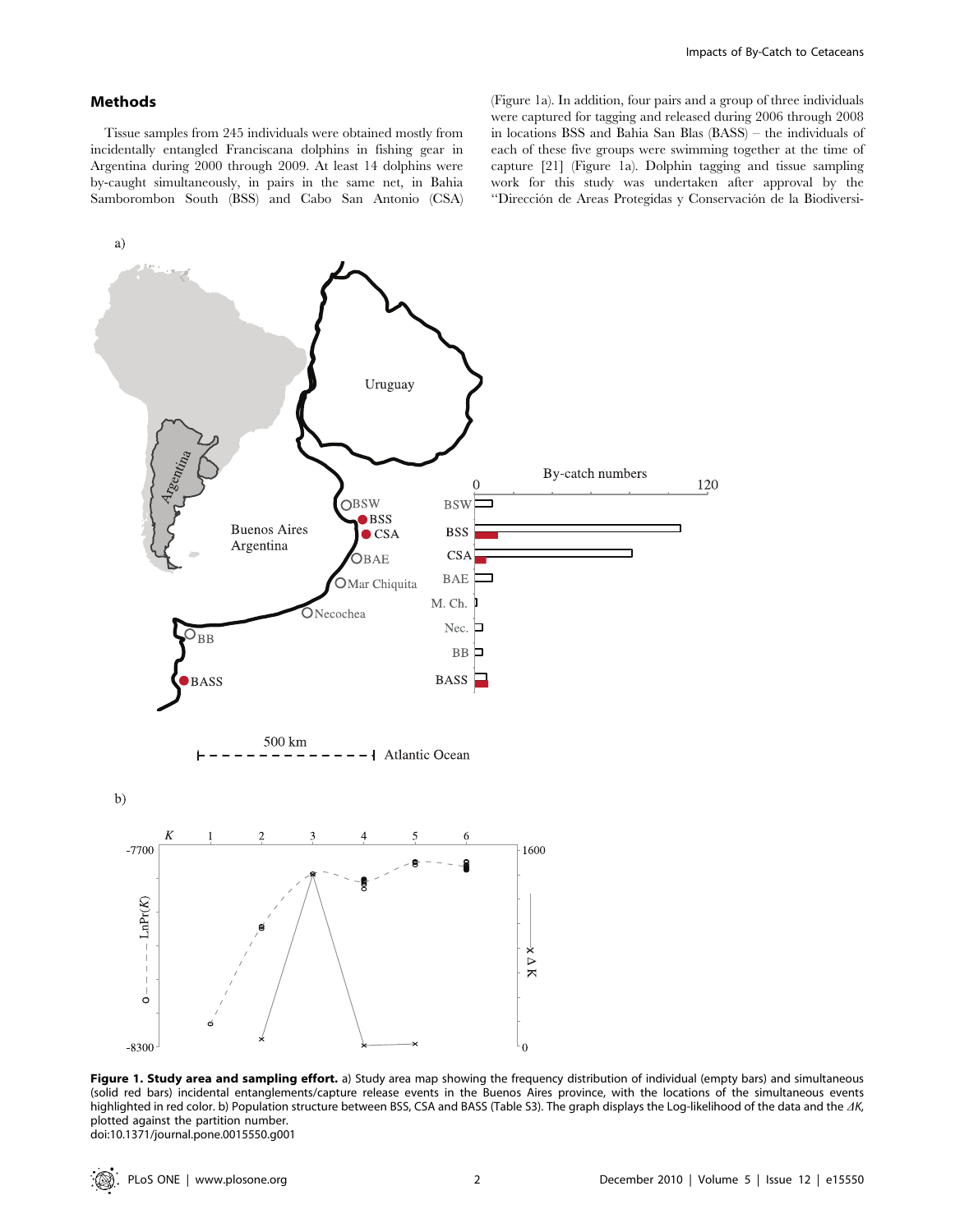## Methods

Tissue samples from 245 individuals were obtained mostly from incidentally entangled Franciscana dolphins in fishing gear in Argentina during 2000 through 2009. At least 14 dolphins were by-caught simultaneously, in pairs in the same net, in Bahia Samborombon South (BSS) and Cabo San Antonio (CSA) (Figure 1a). In addition, four pairs and a group of three individuals were captured for tagging and released during 2006 through 2008 in locations BSS and Bahia San Blas (BASS) – the individuals of each of these five groups were swimming together at the time of capture [21] (Figure 1a). Dolphin tagging and tissue sampling work for this study was undertaken after approval by the "Dirección de Areas Protegidas y Conservación de la Biodiversi-

**Figure 1. Study area and sampling effort.** a) Study area map showing the frequency distribution of individual (empty bars) and simultaneous (solid red bars) incidental entanglements/capture release events in the Buenos Aires province, with the locations of the simultaneous events highlighted in red color. b) Population structure between BSS, CSA and BASS (Table S3). The graph displays the Log-likelihood of the data and the $\Delta K$, plotted against the partition number.
doi:10.1371/journal.pone.0015550.g001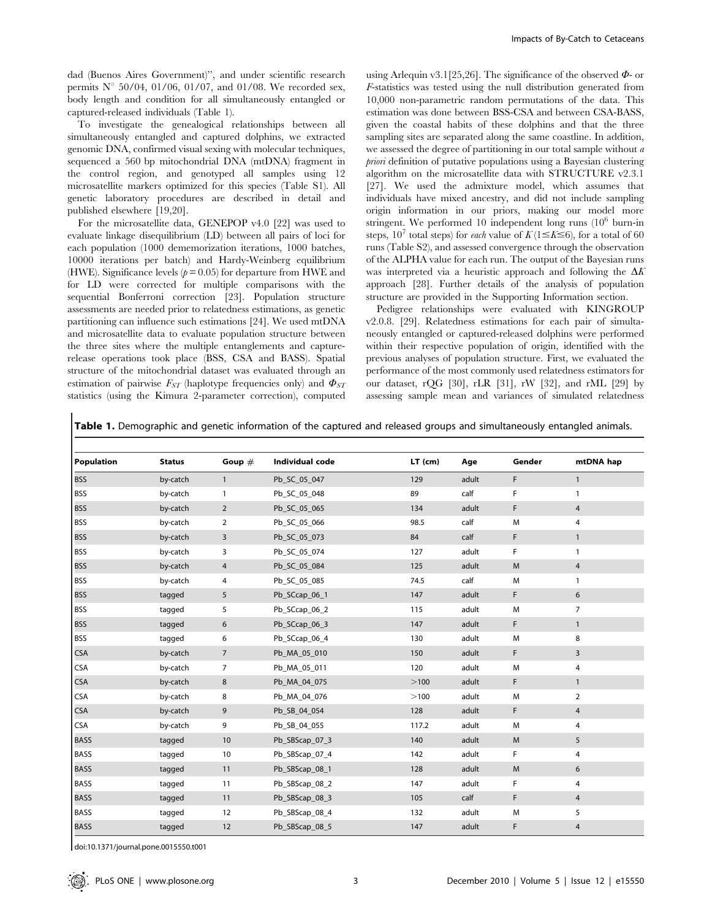dad (Buenos Aires Government)", and under scientific research permits N° 50/04, 01/06, 01/07, and 01/08. We recorded sex, body length and condition for all simultaneously entangled or captured-released individuals (Table 1).

To investigate the genealogical relationships between all simultaneously entangled and captured dolphins, we extracted genomic DNA, confirmed visual sexing with molecular techniques, sequenced a 560 bp mitochondrial DNA (mtDNA) fragment in the control region, and genotyped all samples using 12 microsatellite markers optimized for this species (Table S1). All genetic laboratory procedures are described in detail and published elsewhere [19,20].

For the microsatellite data, GENEPOP v4.0 [22] was used to evaluate linkage disequilibrium (LD) between all pairs of loci for each population (1000 dememorization iterations, 1000 batches, 10000 iterations per batch) and Hardy-Weinberg equilibrium (HWE). Significance levels ($p = 0.05$) for departure from HWE and for LD were corrected for multiple comparisons with the sequential Bonferroni correction [23]. Population structure assessments are needed prior to relatedness estimations, as genetic partitioning can influence such estimations [24]. We used mtDNA and microsatellite data to evaluate population structure between the three sites where the multiple entanglements and capture-release operations took place (BSS, CSA and BASS). Spatial structure of the mitochondrial dataset was evaluated through an estimation of pairwise $F_{ST}$ (haplotype frequencies only) and $\Phi_{ST}$ statistics (using the Kimura 2-parameter correction), computed using Arlequin v3.1[25,26]. The significance of the observed $\Phi$- or $F$-statistics was tested using the null distribution generated from 10,000 non-parametric random permutations of the data. This estimation was done between BSS-CSA and between CSA-BASS, given the coastal habits of these dolphins and that the three sampling sites are separated along the same coastline. In addition, we assessed the degree of partitioning in our total sample without *a priori* definition of putative populations using a Bayesian clustering algorithm on the microsatellite data with STRUCTURE v2.3.1 [27]. We used the admixture model, which assumes that individuals have mixed ancestry, and did not include sampling origin information in our priors, making our model more stringent. We performed 10 independent long runs ($10^6$ burn-in steps, $10^7$ total steps) for *each* value of $K$ ($1 \leq K \leq 6$), for a total of 60 runs (Table S2), and assessed convergence through the observation of the ALPHA value for each run. The output of the Bayesian runs was interpreted via a heuristic approach and following the $\Delta K$ approach [28]. Further details of the analysis of population structure are provided in the Supporting Information section.

Pedigree relationships were evaluated with KINGROUP v2.0.8. [29]. Relatedness estimations for each pair of simultaneously entangled or captured-released dolphins were performed within their respective population of origin, identified with the previous analyses of population structure. First, we evaluated the performance of the most commonly used relatedness estimators for our dataset, rQG [30], rLR [31], rW [32], and rML [29] by assessing sample mean and variances of simulated relatedness

**Table 1.** Demographic and genetic information of the captured and released groups and simultaneously entangled animals.

| Population | Status | Goup # | Individual code | LT (cm) | Age | Gender | mtDNA hap |
|---|---|---|---|---|---|---|---|
| BSS | by-catch | 1 | Pb_SC_05_047 | 129 | adult | F | 1 |
| BSS | by-catch | 1 | Pb_SC_05_048 | 89 | calf | F | 1 |
| BSS | by-catch | 2 | Pb_SC_05_065 | 134 | adult | F | 4 |
| BSS | by-catch | 2 | Pb_SC_05_066 | 98.5 | calf | M | 4 |
| BSS | by-catch | 3 | Pb_SC_05_073 | 84 | calf | F | 1 |
| BSS | by-catch | 3 | Pb_SC_05_074 | 127 | adult | F | 1 |
| BSS | by-catch | 4 | Pb_SC_05_084 | 125 | adult | M | 4 |
| BSS | by-catch | 4 | Pb_SC_05_085 | 74.5 | calf | M | 1 |
| BSS | tagged | 5 | Pb_SCcap_06_1 | 147 | adult | F | 6 |
| BSS | tagged | 5 | Pb_SCcap_06_2 | 115 | adult | M | 7 |
| BSS | tagged | 6 | Pb_SCcap_06_3 | 147 | adult | F | 1 |
| BSS | tagged | 6 | Pb_SCcap_06_4 | 130 | adult | M | 8 |
| CSA | by-catch | 7 | Pb_MA_05_010 | 150 | adult | F | 3 |
| CSA | by-catch | 7 | Pb_MA_05_011 | 120 | adult | M | 4 |
| CSA | by-catch | 8 | Pb_MA_04_075 | >100 | adult | F | 1 |
| CSA | by-catch | 8 | Pb_MA_04_076 | >100 | adult | M | 2 |
| CSA | by-catch | 9 | Pb_SB_04_054 | 128 | adult | F | 4 |
| CSA | by-catch | 9 | Pb_SB_04_055 | 117.2 | adult | M | 4 |
| BASS | tagged | 10 | Pb_SBScap_07_3 | 140 | adult | M | 5 |
| BASS | tagged | 10 | Pb_SBScap_07_4 | 142 | adult | F | 4 |
| BASS | tagged | 11 | Pb_SBScap_08_1 | 128 | adult | M | 6 |
| BASS | tagged | 11 | Pb_SBScap_08_2 | 147 | adult | F | 4 |
| BASS | tagged | 11 | Pb_SBScap_08_3 | 105 | calf | F | 4 |
| BASS | tagged | 12 | Pb_SBScap_08_4 | 132 | adult | M | 5 |
| BASS | tagged | 12 | Pb_SBScap_08_5 | 147 | adult | F | 4 |

doi:10.1371/journal.pone.0015550.t001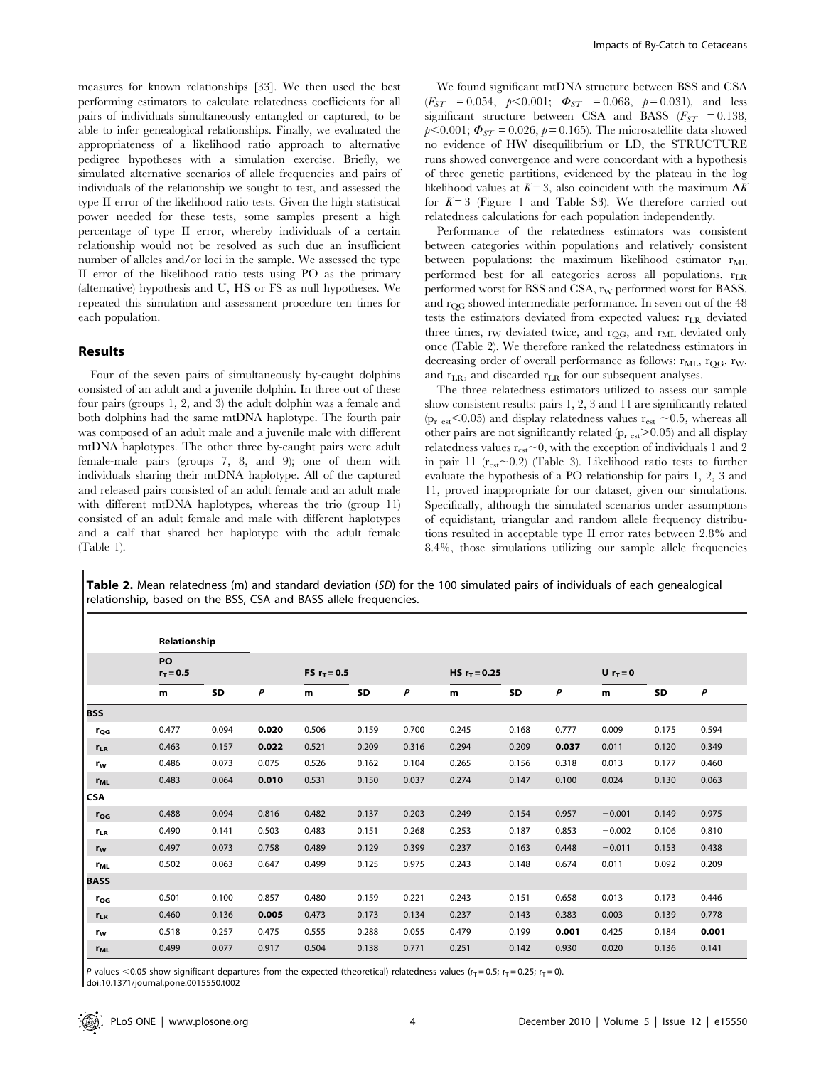measures for known relationships [33]. We then used the best performing estimators to calculate relatedness coefficients for all pairs of individuals simultaneously entangled or captured, to be able to infer genealogical relationships. Finally, we evaluated the appropriateness of a likelihood ratio approach to alternative pedigree hypotheses with a simulation exercise. Briefly, we simulated alternative scenarios of allele frequencies and pairs of individuals of the relationship we sought to test, and assessed the type II error of the likelihood ratio tests. Given the high statistical power needed for these tests, some samples present a high percentage of type II error, whereby individuals of a certain relationship would not be resolved as such due an insufficient number of alleles and/or loci in the sample. We assessed the type II error of the likelihood ratio tests using PO as the primary (alternative) hypothesis and U, HS or FS as null hypotheses. We repeated this simulation and assessment procedure ten times for each population.

## Results

Four of the seven pairs of simultaneously by-caught dolphins consisted of an adult and a juvenile dolphin. In three out of these four pairs (groups 1, 2, and 3) the adult dolphin was a female and both dolphins had the same mtDNA haplotype. The fourth pair was composed of an adult male and a juvenile male with different mtDNA haplotypes. The other three by-caught pairs were adult female-male pairs (groups 7, 8, and 9); one of them with individuals sharing their mtDNA haplotype. All of the captured and released pairs consisted of an adult female and an adult male with different mtDNA haplotypes, whereas the trio (group 11) consisted of an adult female and male with different haplotypes and a calf that shared her haplotype with the adult female (Table 1).

We found significant mtDNA structure between BSS and CSA ($F_{ST}$ = 0.054, $p$<0.001; $\Phi_{ST}$ = 0.068, $p$ = 0.031), and less significant structure between CSA and BASS ($F_{ST}$ = 0.138, $p$<0.001; $\Phi_{ST}$ = 0.026, $p$ = 0.165). The microsatellite data showed no evidence of HW disequilibrium or LD, the STRUCTURE runs showed convergence and were concordant with a hypothesis of three genetic partitions, evidenced by the plateau in the log likelihood values at $K$ = 3, also coincident with the maximum $\Delta K$ for $K$ = 3 (Figure 1 and Table S3). We therefore carried out relatedness calculations for each population independently.

Performance of the relatedness estimators was consistent between categories within populations and relatively consistent between populations: the maximum likelihood estimator $r_{ML}$ performed best for all categories across all populations, $r_{LR}$ performed worst for BSS and CSA, $r_W$ performed worst for BASS, and $r_{QG}$ showed intermediate performance. In seven out of the 48 tests the estimators deviated from expected values: $r_{LR}$ deviated three times, $r_W$ deviated twice, and $r_{QG}$, and $r_{ML}$ deviated only once (Table 2). We therefore ranked the relatedness estimators in decreasing order of overall performance as follows: $r_{ML}$, $r_{QG}$, $r_W$, and $r_{LR}$, and discarded $r_{LR}$ for our subsequent analyses.

The three relatedness estimators utilized to assess our sample show consistent results: pairs 1, 2, 3 and 11 are significantly related ($p_{r\ est}$<0.05) and display relatedness values $r_{est}$ ~0.5, whereas all other pairs are not significantly related ($p_{r\ est}$>0.05) and all display relatedness values $r_{est}$~0, with the exception of individuals 1 and 2 in pair 11 ($r_{est}$~0.2) (Table 3). Likelihood ratio tests to further evaluate the hypothesis of a PO relationship for pairs 1, 2, 3 and 11, proved inappropriate for our dataset, given our simulations. Specifically, although the simulated scenarios under assumptions of equidistant, triangular and random allele frequency distributions resulted in acceptable type II error rates between 2.8% and 8.4%, those simulations utilizing our sample allele frequencies

**Table 2.** Mean relatedness (m) and standard deviation (*SD*) for the 100 simulated pairs of individuals of each genealogical relationship, based on the BSS, CSA and BASS allele frequencies.

| | Relationship | | | | | | | | | | | |
|---|---|---|---|---|---|---|---|---|---|---|---|---|
| | PO $r_T$ = 0.5 | | | FS $r_T$ = 0.5 | | | HS $r_T$ = 0.25 | | | U $r_T$ = 0 | | |
| | m | SD | *P* | m | SD | *P* | m | SD | *P* | m | SD | *P* |
| **BSS** | | | | | | | | | | | | |
| $r_{QG}$ | 0.477 | 0.094 | **0.020** | 0.506 | 0.159 | 0.700 | 0.245 | 0.168 | 0.777 | 0.009 | 0.175 | 0.594 |
| $r_{LR}$ | 0.463 | 0.157 | **0.022** | 0.521 | 0.209 | 0.316 | 0.294 | 0.209 | **0.037** | 0.011 | 0.120 | 0.349 |
| $r_W$ | 0.486 | 0.073 | 0.075 | 0.526 | 0.162 | 0.104 | 0.265 | 0.156 | 0.318 | 0.013 | 0.177 | 0.460 |
| $r_{ML}$ | 0.483 | 0.064 | **0.010** | 0.531 | 0.150 | 0.037 | 0.274 | 0.147 | 0.100 | 0.024 | 0.130 | 0.063 |
| **CSA** | | | | | | | | | | | | |
| $r_{QG}$ | 0.488 | 0.094 | 0.816 | 0.482 | 0.137 | 0.203 | 0.249 | 0.154 | 0.957 | −0.001 | 0.149 | 0.975 |
| $r_{LR}$ | 0.490 | 0.141 | 0.503 | 0.483 | 0.151 | 0.268 | 0.253 | 0.187 | 0.853 | −0.002 | 0.106 | 0.810 |
| $r_W$ | 0.497 | 0.073 | 0.758 | 0.489 | 0.129 | 0.399 | 0.237 | 0.163 | 0.448 | −0.011 | 0.153 | 0.438 |
| $r_{ML}$ | 0.502 | 0.063 | 0.647 | 0.499 | 0.125 | 0.975 | 0.243 | 0.148 | 0.674 | 0.011 | 0.092 | 0.209 |
| **BASS** | | | | | | | | | | | | |
| $r_{QG}$ | 0.501 | 0.100 | 0.857 | 0.480 | 0.159 | 0.221 | 0.243 | 0.151 | 0.658 | 0.013 | 0.173 | 0.446 |
| $r_{LR}$ | 0.460 | 0.136 | **0.005** | 0.473 | 0.173 | 0.134 | 0.237 | 0.143 | 0.383 | 0.003 | 0.139 | 0.778 |
| $r_W$ | 0.518 | 0.257 | 0.475 | 0.555 | 0.288 | 0.055 | 0.479 | 0.199 | **0.001** | 0.425 | 0.184 | **0.001** |
| $r_{ML}$ | 0.499 | 0.077 | 0.917 | 0.504 | 0.138 | 0.771 | 0.251 | 0.142 | 0.930 | 0.020 | 0.136 | 0.141 |

*P* values <0.05 show significant departures from the expected (theoretical) relatedness values ($r_T$ = 0.5; $r_T$ = 0.25; $r_T$ = 0).
doi:10.1371/journal.pone.0015550.t002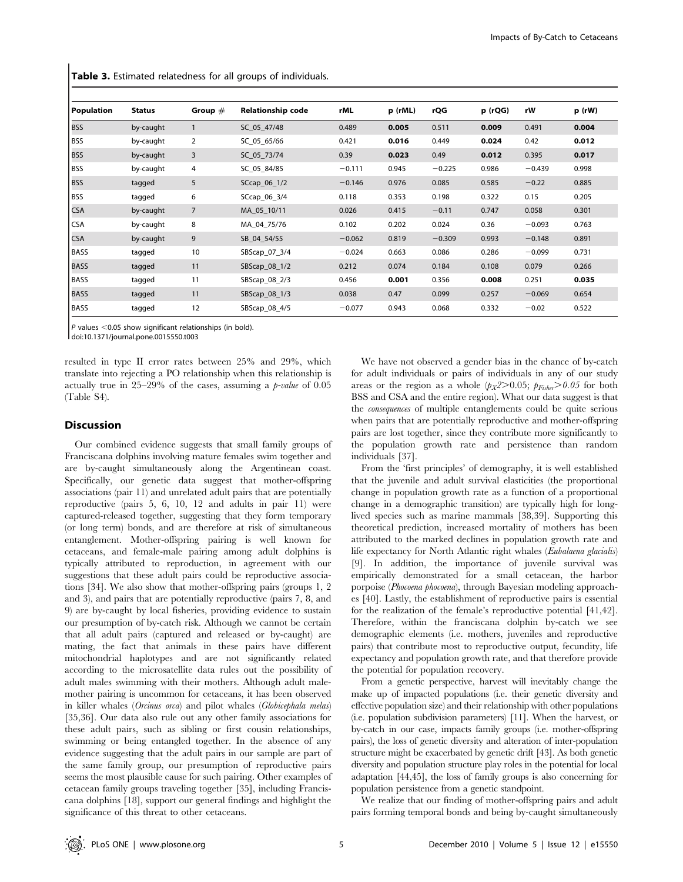**Table 3.** Estimated relatedness for all groups of individuals.

| Population | Status | Group # | Relationship code | rML | p (rML) | rQG | p (rQG) | rW | p (rW) |
|---|---|---|---|---|---|---|---|---|---|
| BSS | by-caught | 1 | SC_05_47/48 | 0.489 | **0.005** | 0.511 | **0.009** | 0.491 | **0.004** |
| BSS | by-caught | 2 | SC_05_65/66 | 0.421 | **0.016** | 0.449 | **0.024** | 0.42 | **0.012** |
| BSS | by-caught | 3 | SC_05_73/74 | 0.39 | **0.023** | 0.49 | **0.012** | 0.395 | **0.017** |
| BSS | by-caught | 4 | SC_05_84/85 | −0.111 | 0.945 | −0.225 | 0.986 | −0.439 | 0.998 |
| BSS | tagged | 5 | SCcap_06_1/2 | −0.146 | 0.976 | 0.085 | 0.585 | −0.22 | 0.885 |
| BSS | tagged | 6 | SCcap_06_3/4 | 0.118 | 0.353 | 0.198 | 0.322 | 0.15 | 0.205 |
| CSA | by-caught | 7 | MA_05_10/11 | 0.026 | 0.415 | −0.11 | 0.747 | 0.058 | 0.301 |
| CSA | by-caught | 8 | MA_05_75/76 | 0.102 | 0.202 | 0.024 | 0.36 | −0.093 | 0.763 |
| CSA | by-caught | 9 | SB_04_54/55 | −0.062 | 0.819 | −0.309 | 0.993 | −0.148 | 0.891 |
| BASS | tagged | 10 | SBScap_07_3/4 | −0.024 | 0.663 | 0.086 | 0.286 | −0.099 | 0.731 |
| BASS | tagged | 11 | SBScap_08_1/2 | 0.212 | 0.074 | 0.184 | 0.108 | 0.079 | 0.266 |
| BASS | tagged | 11 | SBScap_08_2/3 | 0.456 | **0.001** | 0.356 | **0.008** | 0.251 | **0.035** |
| BASS | tagged | 11 | SBScap_08_1/3 | 0.038 | 0.47 | 0.099 | 0.257 | −0.069 | 0.654 |
| BASS | tagged | 12 | SBScap_08_4/5 | −0.077 | 0.943 | 0.068 | 0.332 | −0.02 | 0.522 |

$P$ values <0.05 show significant relationships (in bold).
doi:10.1371/journal.pone.0015550.t003

resulted in type II error rates between 25% and 29%, which translate into rejecting a PO relationship when this relationship is actually true in 25–29% of the cases, assuming a *p-value* of 0.05 (Table S4).

## Discussion

Our combined evidence suggests that small family groups of Franciscana dolphins involving mature females swim together and are by-caught simultaneously along the Argentinean coast. Specifically, our genetic data suggest that mother-offspring associations (pair 11) and unrelated adult pairs that are potentially reproductive (pairs 5, 6, 10, 12 and adults in pair 11) were captured-released together, suggesting that they form temporary (or long term) bonds, and are therefore at risk of simultaneous entanglement. Mother-offspring pairing is well known for cetaceans, and female-male pairing among adult dolphins is typically attributed to reproduction, in agreement with our suggestions that these adult pairs could be reproductive associations [34]. We also show that mother-offspring pairs (groups 1, 2 and 3), and pairs that are potentially reproductive (pairs 7, 8, and 9) are by-caught by local fisheries, providing evidence to sustain our presumption of by-catch risk. Although we cannot be certain that all adult pairs (captured and released or by-caught) are mating, the fact that animals in these pairs have different mitochondrial haplotypes and are not significantly related according to the microsatellite data rules out the possibility of adult males swimming with their mothers. Although adult male-mother pairing is uncommon for cetaceans, it has been observed in killer whales (*Orcinus orca*) and pilot whales (*Globicephala melas*) [35,36]. Our data also rule out any other family associations for these adult pairs, such as sibling or first cousin relationships, swimming or being entangled together. In the absence of any evidence suggesting that the adult pairs in our sample are part of the same family group, our presumption of reproductive pairs seems the most plausible cause for such pairing. Other examples of cetacean family groups traveling together [35], including Franciscana dolphins [18], support our general findings and highlight the significance of this threat to other cetaceans.

We have not observed a gender bias in the chance of by-catch for adult individuals or pairs of individuals in any of our study areas or the region as a whole ($p_{X}2>0.05$; $p_{Fisher}>0.05$ for both BSS and CSA and the entire region). What our data suggest is that the *consequences* of multiple entanglements could be quite serious when pairs that are potentially reproductive and mother-offspring pairs are lost together, since they contribute more significantly to the population growth rate and persistence than random individuals [37].

From the 'first principles' of demography, it is well established that the juvenile and adult survival elasticities (the proportional change in population growth rate as a function of a proportional change in a demographic transition) are typically high for long-lived species such as marine mammals [38,39]. Supporting this theoretical prediction, increased mortality of mothers has been attributed to the marked declines in population growth rate and life expectancy for North Atlantic right whales (*Eubalaena glacialis*) [9]. In addition, the importance of juvenile survival was empirically demonstrated for a small cetacean, the harbor porpoise (*Phocoena phocoena*), through Bayesian modeling approaches [40]. Lastly, the establishment of reproductive pairs is essential for the realization of the female's reproductive potential [41,42]. Therefore, within the franciscana dolphin by-catch we see demographic elements (i.e. mothers, juveniles and reproductive pairs) that contribute most to reproductive output, fecundity, life expectancy and population growth rate, and that therefore provide the potential for population recovery.

From a genetic perspective, harvest will inevitably change the make up of impacted populations (i.e. their genetic diversity and effective population size) and their relationship with other populations (i.e. population subdivision parameters) [11]. When the harvest, or by-catch in our case, impacts family groups (i.e. mother-offspring pairs), the loss of genetic diversity and alteration of inter-population structure might be exacerbated by genetic drift [43]. As both genetic diversity and population structure play roles in the potential for local adaptation [44,45], the loss of family groups is also concerning for population persistence from a genetic standpoint.

We realize that our finding of mother-offspring pairs and adult pairs forming temporal bonds and being by-caught simultaneously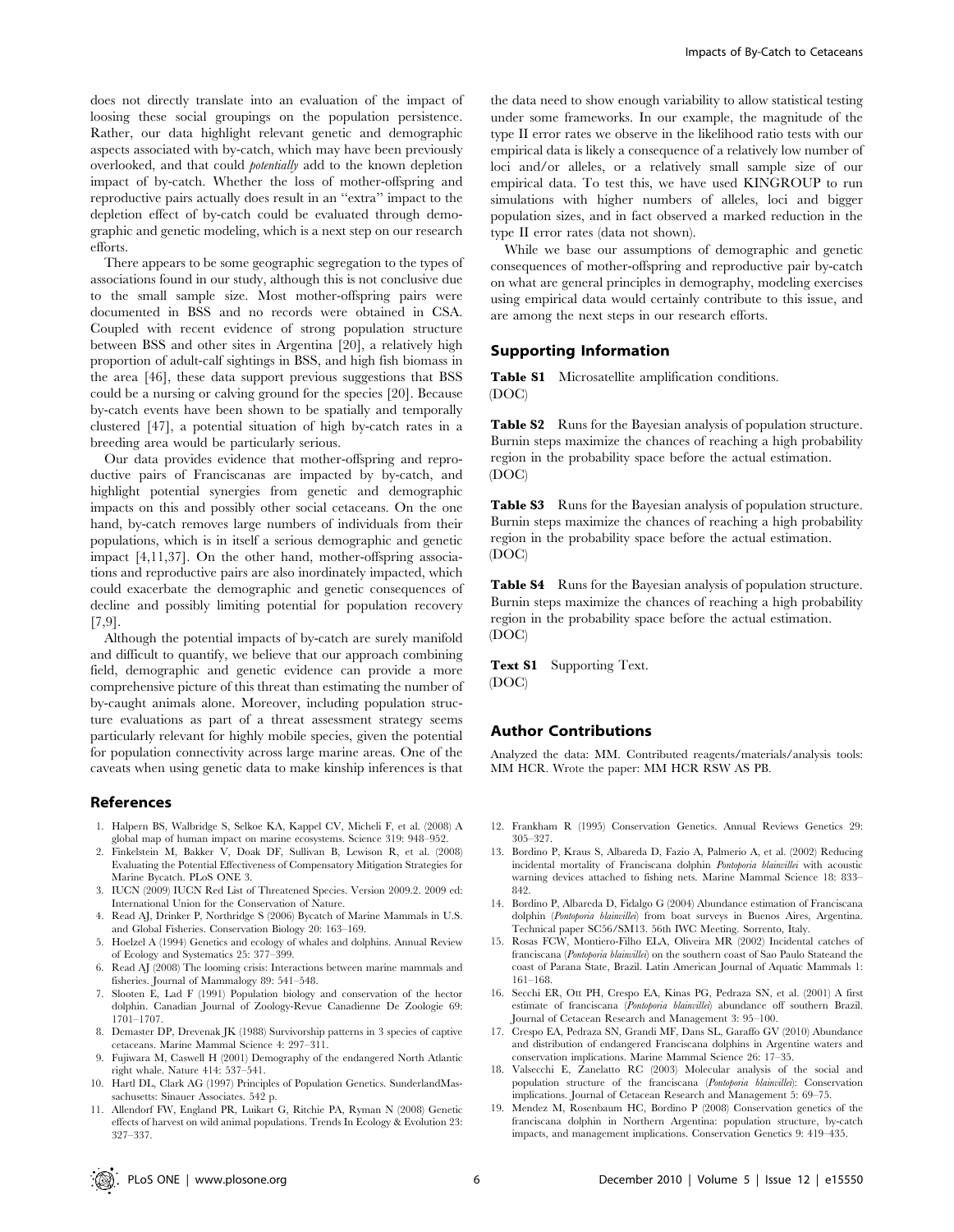does not directly translate into an evaluation of the impact of loosing these social groupings on the population persistence. Rather, our data highlight relevant genetic and demographic aspects associated with by-catch, which may have been previously overlooked, and that could *potentially* add to the known depletion impact of by-catch. Whether the loss of mother-offspring and reproductive pairs actually does result in an ''extra'' impact to the depletion effect of by-catch could be evaluated through demographic and genetic modeling, which is a next step on our research efforts.

There appears to be some geographic segregation to the types of associations found in our study, although this is not conclusive due to the small sample size. Most mother-offspring pairs were documented in BSS and no records were obtained in CSA. Coupled with recent evidence of strong population structure between BSS and other sites in Argentina [20], a relatively high proportion of adult-calf sightings in BSS, and high fish biomass in the area [46], these data support previous suggestions that BSS could be a nursing or calving ground for the species [20]. Because by-catch events have been shown to be spatially and temporally clustered [47], a potential situation of high by-catch rates in a breeding area would be particularly serious.

Our data provides evidence that mother-offspring and reproductive pairs of Franciscanas are impacted by by-catch, and highlight potential synergies from genetic and demographic impacts on this and possibly other social cetaceans. On the one hand, by-catch removes large numbers of individuals from their populations, which is in itself a serious demographic and genetic impact [4,11,37]. On the other hand, mother-offspring associations and reproductive pairs are also inordinately impacted, which could exacerbate the demographic and genetic consequences of decline and possibly limiting potential for population recovery [7,9].

Although the potential impacts of by-catch are surely manifold and difficult to quantify, we believe that our approach combining field, demographic and genetic evidence can provide a more comprehensive picture of this threat than estimating the number of by-caught animals alone. Moreover, including population structure evaluations as part of a threat assessment strategy seems particularly relevant for highly mobile species, given the potential for population connectivity across large marine areas. One of the caveats when using genetic data to make kinship inferences is that the data need to show enough variability to allow statistical testing under some frameworks. In our example, the magnitude of the type II error rates we observe in the likelihood ratio tests with our empirical data is likely a consequence of a relatively low number of loci and/or alleles, or a relatively small sample size of our empirical data. To test this, we have used KINGROUP to run simulations with higher numbers of alleles, loci and bigger population sizes, and in fact observed a marked reduction in the type II error rates (data not shown).

While we base our assumptions of demographic and genetic consequences of mother-offspring and reproductive pair by-catch on what are general principles in demography, modeling exercises using empirical data would certainly contribute to this issue, and are among the next steps in our research efforts.

## Supporting Information

**Table S1** Microsatellite amplification conditions.
(DOC)

**Table S2** Runs for the Bayesian analysis of population structure. Burnin steps maximize the chances of reaching a high probability region in the probability space before the actual estimation.
(DOC)

**Table S3** Runs for the Bayesian analysis of population structure. Burnin steps maximize the chances of reaching a high probability region in the probability space before the actual estimation.
(DOC)

**Table S4** Runs for the Bayesian analysis of population structure. Burnin steps maximize the chances of reaching a high probability region in the probability space before the actual estimation.
(DOC)

**Text S1** Supporting Text.
(DOC)

## Author Contributions

Analyzed the data: MM. Contributed reagents/materials/analysis tools: MM HCR. Wrote the paper: MM HCR RSW AS PB.

## References

1. Halpern BS, Walbridge S, Selkoe KA, Kappel CV, Micheli F, et al. (2008) A global map of human impact on marine ecosystems. Science 319: 948–952.
2. Finkelstein M, Bakker V, Doak DF, Sullivan B, Lewison R, et al. (2008) Evaluating the Potential Effectiveness of Compensatory Mitigation Strategies for Marine Bycatch. PLoS ONE 3.
3. IUCN (2009) IUCN Red List of Threatened Species. Version 2009.2. 2009 ed: International Union for the Conservation of Nature.
4. Read AJ, Drinker P, Northridge S (2006) Bycatch of Marine Mammals in U.S. and Global Fisheries. Conservation Biology 20: 163–169.
5. Hoelzel A (1994) Genetics and ecology of whales and dolphins. Annual Review of Ecology and Systematics 25: 377–399.
6. Read AJ (2008) The looming crisis: Interactions between marine mammals and fisheries. Journal of Mammalogy 89: 541–548.
7. Slooten E, Lad F (1991) Population biology and conservation of the hector dolphin. Canadian Journal of Zoology-Revue Canadienne De Zoologie 69: 1701–1707.
8. Demaster DP, Drevenak JK (1988) Survivorship patterns in 3 species of captive cetaceans. Marine Mammal Science 4: 297–311.
9. Fujiwara M, Caswell H (2001) Demography of the endangered North Atlantic right whale. Nature 414: 537–541.
10. Hartl DL, Clark AG (1997) Principles of Population Genetics. SunderlandMassachusetts: Sinauer Associates. 542 p.
11. Allendorf FW, England PR, Luikart G, Ritchie PA, Ryman N (2008) Genetic effects of harvest on wild animal populations. Trends In Ecology & Evolution 23: 327–337.
12. Frankham R (1995) Conservation Genetics. Annual Reviews Genetics 29: 305–327.
13. Bordino P, Kraus S, Albareda D, Fazio A, Palmerio A, et al. (2002) Reducing incidental mortality of Franciscana dolphin *Pontoporia blainvillei* with acoustic warning devices attached to fishing nets. Marine Mammal Science 18: 833–842.
14. Bordino P, Albareda D, Fidalgo G (2004) Abundance estimation of Franciscana dolphin (*Pontoporia blainvillei*) from boat surveys in Buenos Aires, Argentina. Technical paper SC56/SM13. 56th IWC Meeting. Sorrento, Italy.
15. Rosas FCW, Montiero-Filho ELA, Oliveira MR (2002) Incidental catches of franciscana (*Pontoporia blainvillei*) on the southern coast of Sao Paulo Stateand the coast of Parana State, Brazil. Latin American Journal of Aquatic Mammals 1: 161–168.
16. Secchi ER, Ott PH, Crespo EA, Kinas PG, Pedraza SN, et al. (2001) A first estimate of franciscana (*Pontoporia blainvillei*) abundance off southern Brazil. Journal of Cetacean Research and Management 3: 95–100.
17. Crespo EA, Pedraza SN, Grandi MF, Dans SL, Garaffo GV (2010) Abundance and distribution of endangered Franciscana dolphins in Argentine waters and conservation implications. Marine Mammal Science 26: 17–35.
18. Valsecchi E, Zanelatto RC (2003) Molecular analysis of the social and population structure of the franciscana (*Pontoporia blainvillei*): Conservation implications. Journal of Cetacean Research and Management 5: 69–75.
19. Mendez M, Rosenbaum HC, Bordino P (2008) Conservation genetics of the franciscana dolphin in Northern Argentina: population structure, by-catch impacts, and management implications. Conservation Genetics 9: 419–435.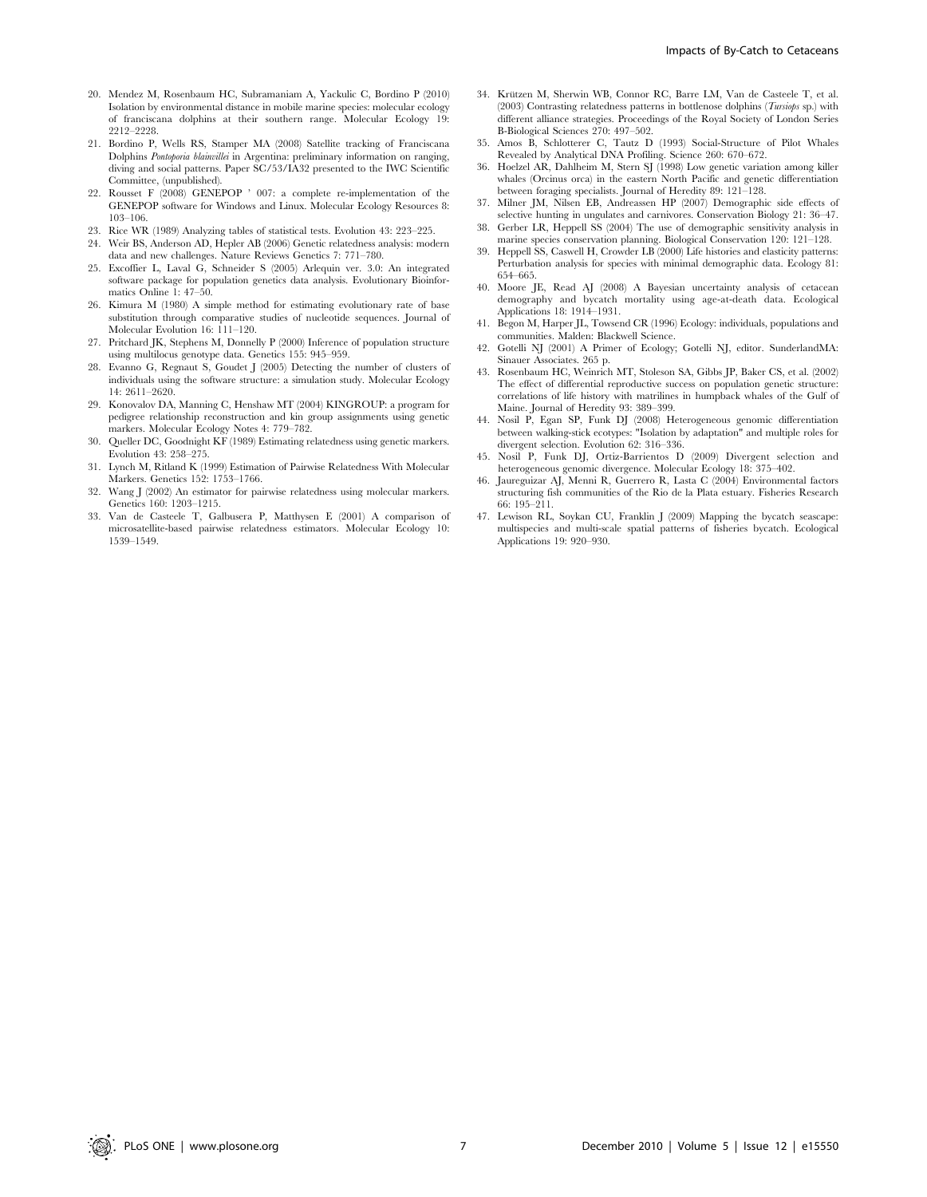20. Mendez M, Rosenbaum HC, Subramaniam A, Yackulic C, Bordino P (2010) Isolation by environmental distance in mobile marine species: molecular ecology of franciscana dolphins at their southern range. Molecular Ecology 19: 2212–2228.
21. Bordino P, Wells RS, Stamper MA (2008) Satellite tracking of Franciscana Dolphins *Pontoporia blainvillei* in Argentina: preliminary information on ranging, diving and social patterns. Paper SC/53/IA32 presented to the IWC Scientific Committee, (unpublished).
22. Rousset F (2008) GENEPOP ' 007: a complete re-implementation of the GENEPOP software for Windows and Linux. Molecular Ecology Resources 8: 103–106.
23. Rice WR (1989) Analyzing tables of statistical tests. Evolution 43: 223–225.
24. Weir BS, Anderson AD, Hepler AB (2006) Genetic relatedness analysis: modern data and new challenges. Nature Reviews Genetics 7: 771–780.
25. Excoffier L, Laval G, Schneider S (2005) Arlequin ver. 3.0: An integrated software package for population genetics data analysis. Evolutionary Bioinformatics Online 1: 47–50.
26. Kimura M (1980) A simple method for estimating evolutionary rate of base substitution through comparative studies of nucleotide sequences. Journal of Molecular Evolution 16: 111–120.
27. Pritchard JK, Stephens M, Donnelly P (2000) Inference of population structure using multilocus genotype data. Genetics 155: 945–959.
28. Evanno G, Regnaut S, Goudet J (2005) Detecting the number of clusters of individuals using the software structure: a simulation study. Molecular Ecology 14: 2611–2620.
29. Konovalov DA, Manning C, Henshaw MT (2004) KINGROUP: a program for pedigree relationship reconstruction and kin group assignments using genetic markers. Molecular Ecology Notes 4: 779–782.
30. Queller DC, Goodnight KF (1989) Estimating relatedness using genetic markers. Evolution 43: 258–275.
31. Lynch M, Ritland K (1999) Estimation of Pairwise Relatedness With Molecular Markers. Genetics 152: 1753–1766.
32. Wang J (2002) An estimator for pairwise relatedness using molecular markers. Genetics 160: 1203–1215.
33. Van de Casteele T, Galbusera P, Matthysen E (2001) A comparison of microsatellite-based pairwise relatedness estimators. Molecular Ecology 10: 1539–1549.
34. Krützen M, Sherwin WB, Connor RC, Barre LM, Van de Casteele T, et al. (2003) Contrasting relatedness patterns in bottlenose dolphins (*Tursiops* sp.) with different alliance strategies. Proceedings of the Royal Society of London Series B-Biological Sciences 270: 497–502.
35. Amos B, Schlotterer C, Tautz D (1993) Social-Structure of Pilot Whales Revealed by Analytical DNA Profiling. Science 260: 670–672.
36. Hoelzel AR, Dahlheim M, Stern SJ (1998) Low genetic variation among killer whales (Orcinus orca) in the eastern North Pacific and genetic differentiation between foraging specialists. Journal of Heredity 89: 121–128.
37. Milner JM, Nilsen EB, Andreassen HP (2007) Demographic side effects of selective hunting in ungulates and carnivores. Conservation Biology 21: 36–47.
38. Gerber LR, Heppell SS (2004) The use of demographic sensitivity analysis in marine species conservation planning. Biological Conservation 120: 121–128.
39. Heppell SS, Caswell H, Crowder LB (2000) Life histories and elasticity patterns: Perturbation analysis for species with minimal demographic data. Ecology 81: 654–665.
40. Moore JE, Read AJ (2008) A Bayesian uncertainty analysis of cetacean demography and bycatch mortality using age-at-death data. Ecological Applications 18: 1914–1931.
41. Begon M, Harper JL, Towsend CR (1996) Ecology: individuals, populations and communities. Malden: Blackwell Science.
42. Gotelli NJ (2001) A Primer of Ecology; Gotelli NJ, editor. SunderlandMA: Sinauer Associates. 265 p.
43. Rosenbaum HC, Weinrich MT, Stoleson SA, Gibbs JP, Baker CS, et al. (2002) The effect of differential reproductive success on population genetic structure: correlations of life history with matrilines in humpback whales of the Gulf of Maine. Journal of Heredity 93: 389–399.
44. Nosil P, Egan SP, Funk DJ (2008) Heterogeneous genomic differentiation between walking-stick ecotypes: "Isolation by adaptation" and multiple roles for divergent selection. Evolution 62: 316–336.
45. Nosil P, Funk DJ, Ortiz-Barrientos D (2009) Divergent selection and heterogeneous genomic divergence. Molecular Ecology 18: 375–402.
46. Jaureguizar AJ, Menni R, Guerrero R, Lasta C (2004) Environmental factors structuring fish communities of the Rio de la Plata estuary. Fisheries Research 66: 195–211.
47. Lewison RL, Soykan CU, Franklin J (2009) Mapping the bycatch seascape: multispecies and multi-scale spatial patterns of fisheries bycatch. Ecological Applications 19: 920–930.